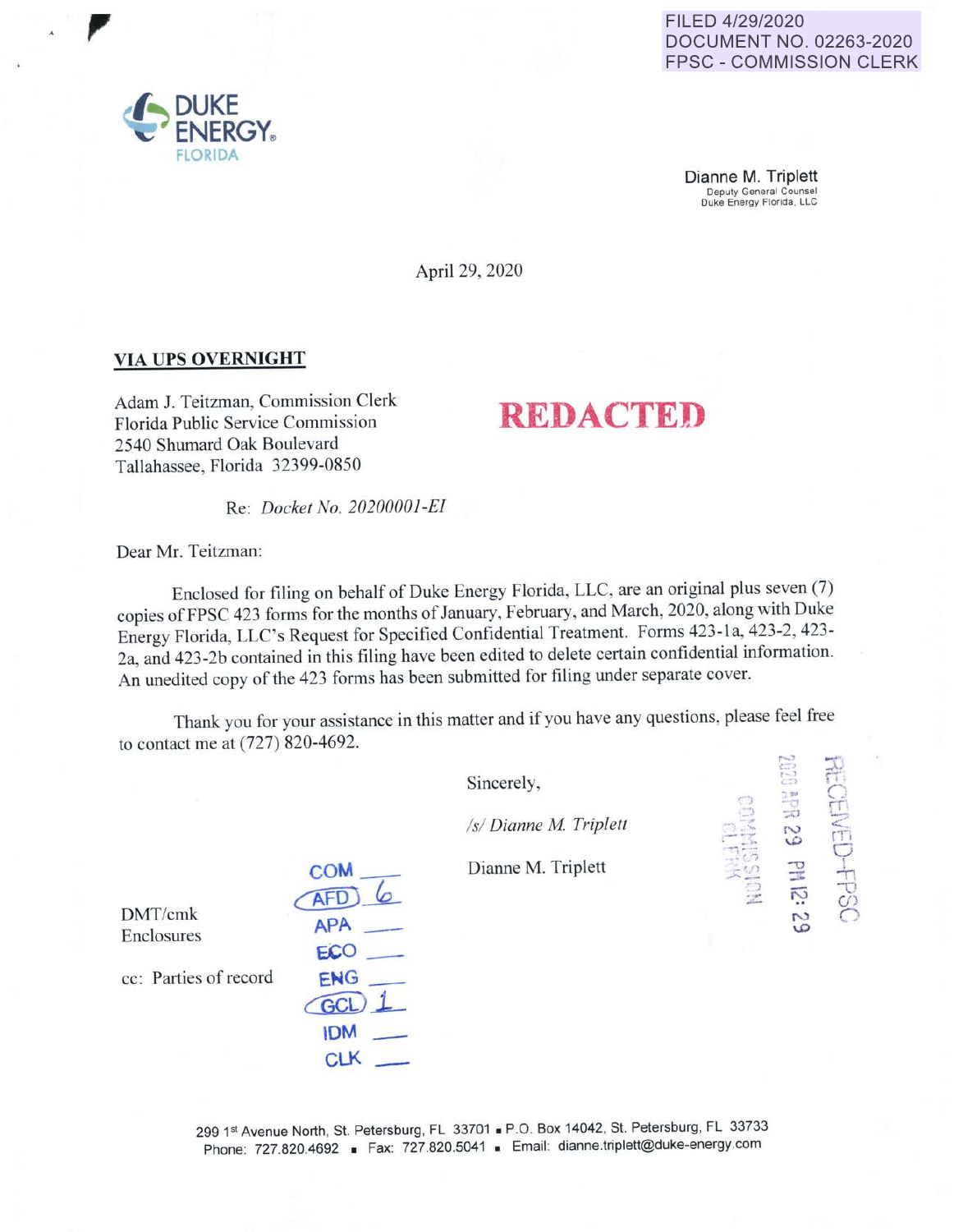FILED 4/29/2020
DOCUMENT NO. 02263-2020
FPSC - COMMISSION CLERK

DUKE ENERGY.
FLORIDA

Dianne M. Triplett
Deputy General Counsel
Duke Energy Florida, LLC

April 29, 2020

**VIA UPS OVERNIGHT**

Adam J. Teitzman, Commission Clerk
Florida Public Service Commission
2540 Shumard Oak Boulevard
Tallahassee, Florida 32399-0850

**REDACTED**

Re: *Docket No. 20200001-EI*

Dear Mr. Teitzman:

Enclosed for filing on behalf of Duke Energy Florida, LLC, are an original plus seven (7) copies of FPSC 423 forms for the months of January, February, and March, 2020, along with Duke Energy Florida, LLC's Request for Specified Confidential Treatment. Forms 423-1a, 423-2, 423-2a, and 423-2b contained in this filing have been edited to delete certain confidential information. An unedited copy of the 423 forms has been submitted for filing under separate cover.

Thank you for your assistance in this matter and if you have any questions, please feel free to contact me at (727) 820-4692.

Sincerely,

*/s/ Dianne M. Triplett*

Dianne M. Triplett

DMT/cmk
Enclosures

cc: Parties of record

COM ___
AFD 6
APA ___
ECO ___
ENG ___
GCL 1
IDM ___
CLK ___

RECEIVED-FPSC
2020 APR 29 PM 12: 29
COMMISSION CLERK

299 1st Avenue North, St. Petersburg, FL 33701 ▪ P.O. Box 14042, St. Petersburg, FL 33733
Phone: 727.820.4692 ▪ Fax: 727.820.5041 ▪ Email: dianne.triplett@duke-energy.com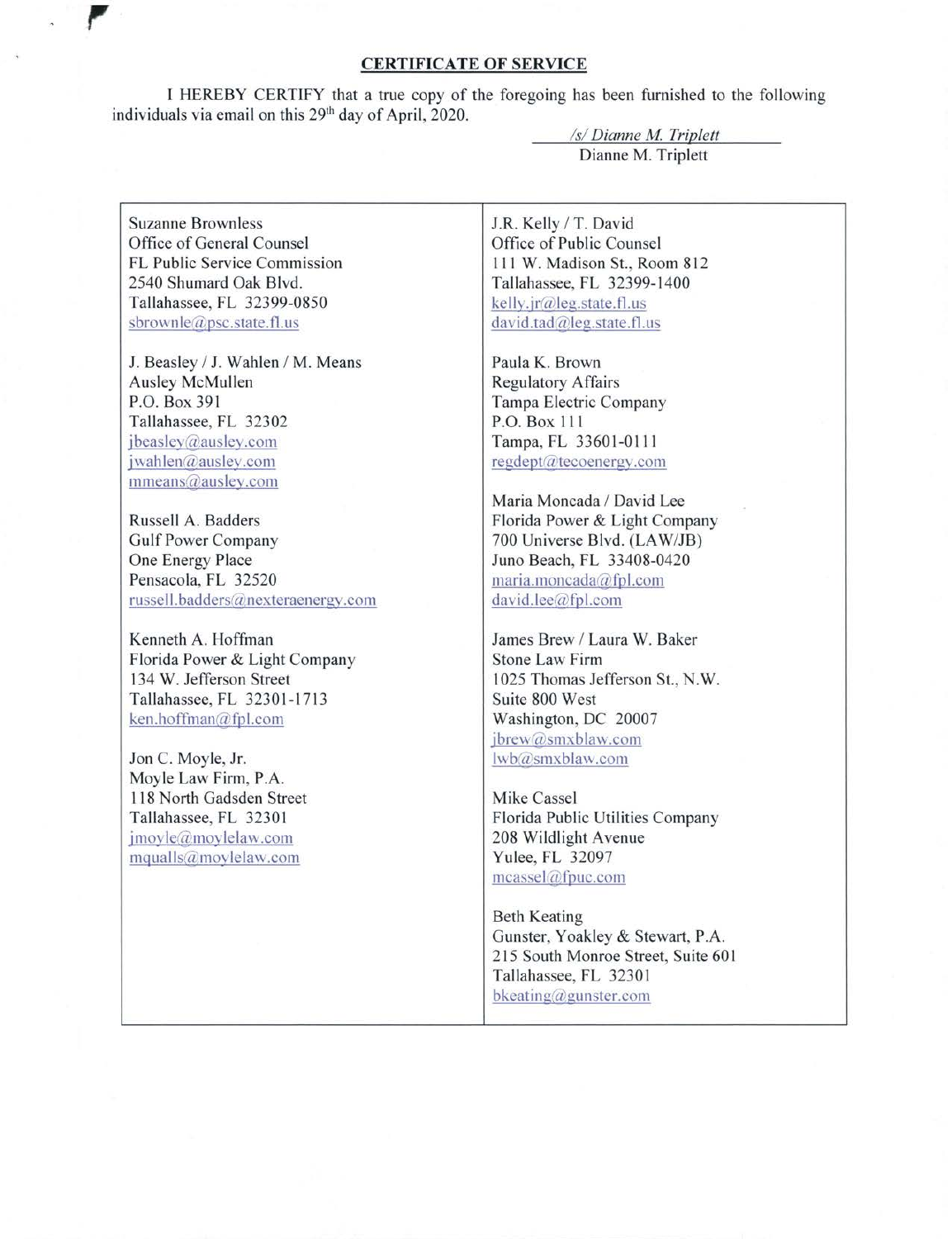## CERTIFICATE OF SERVICE

I HEREBY CERTIFY that a true copy of the foregoing has been furnished to the following individuals via email on this 29th day of April, 2020.

*/s/ Dianne M. Triplett*
Dianne M. Triplett

| | |
|---|---|
| Suzanne Brownless<br>Office of General Counsel<br>FL Public Service Commission<br>2540 Shumard Oak Blvd.<br>Tallahassee, FL 32399-0850<br>sbrownle@psc.state.fl.us<br><br>J. Beasley / J. Wahlen / M. Means<br>Ausley McMullen<br>P.O. Box 391<br>Tallahassee, FL 32302<br>jbeasley@ausley.com<br>jwahlen@ausley.com<br>mmeans@ausley.com<br><br>Russell A. Badders<br>Gulf Power Company<br>One Energy Place<br>Pensacola, FL 32520<br>russell.badders@nexteraenergy.com<br><br>Kenneth A. Hoffman<br>Florida Power & Light Company<br>134 W. Jefferson Street<br>Tallahassee, FL 32301-1713<br>ken.hoffman@fpl.com<br><br>Jon C. Moyle, Jr.<br>Moyle Law Firm, P.A.<br>118 North Gadsden Street<br>Tallahassee, FL 32301<br>jmoyle@moylelaw.com<br>mqualls@moylelaw.com | J.R. Kelly / T. David<br>Office of Public Counsel<br>111 W. Madison St., Room 812<br>Tallahassee, FL 32399-1400<br>kelly.jr@leg.state.fl.us<br>david.tad@leg.state.fl.us<br><br>Paula K. Brown<br>Regulatory Affairs<br>Tampa Electric Company<br>P.O. Box 111<br>Tampa, FL 33601-0111<br>regdept@tecoenergy.com<br><br>Maria Moncada / David Lee<br>Florida Power & Light Company<br>700 Universe Blvd. (LAW/JB)<br>Juno Beach, FL 33408-0420<br>maria.moncada@fpl.com<br>david.lee@fpl.com<br><br>James Brew / Laura W. Baker<br>Stone Law Firm<br>1025 Thomas Jefferson St., N.W.<br>Suite 800 West<br>Washington, DC 20007<br>jbrew@smxblaw.com<br>lwb@smxblaw.com<br><br>Mike Cassel<br>Florida Public Utilities Company<br>208 Wildlight Avenue<br>Yulee, FL 32097<br>mcassel@fpuc.com<br><br>Beth Keating<br>Gunster, Yoakley & Stewart, P.A.<br>215 South Monroe Street, Suite 601<br>Tallahassee, FL 32301<br>bkeating@gunster.com |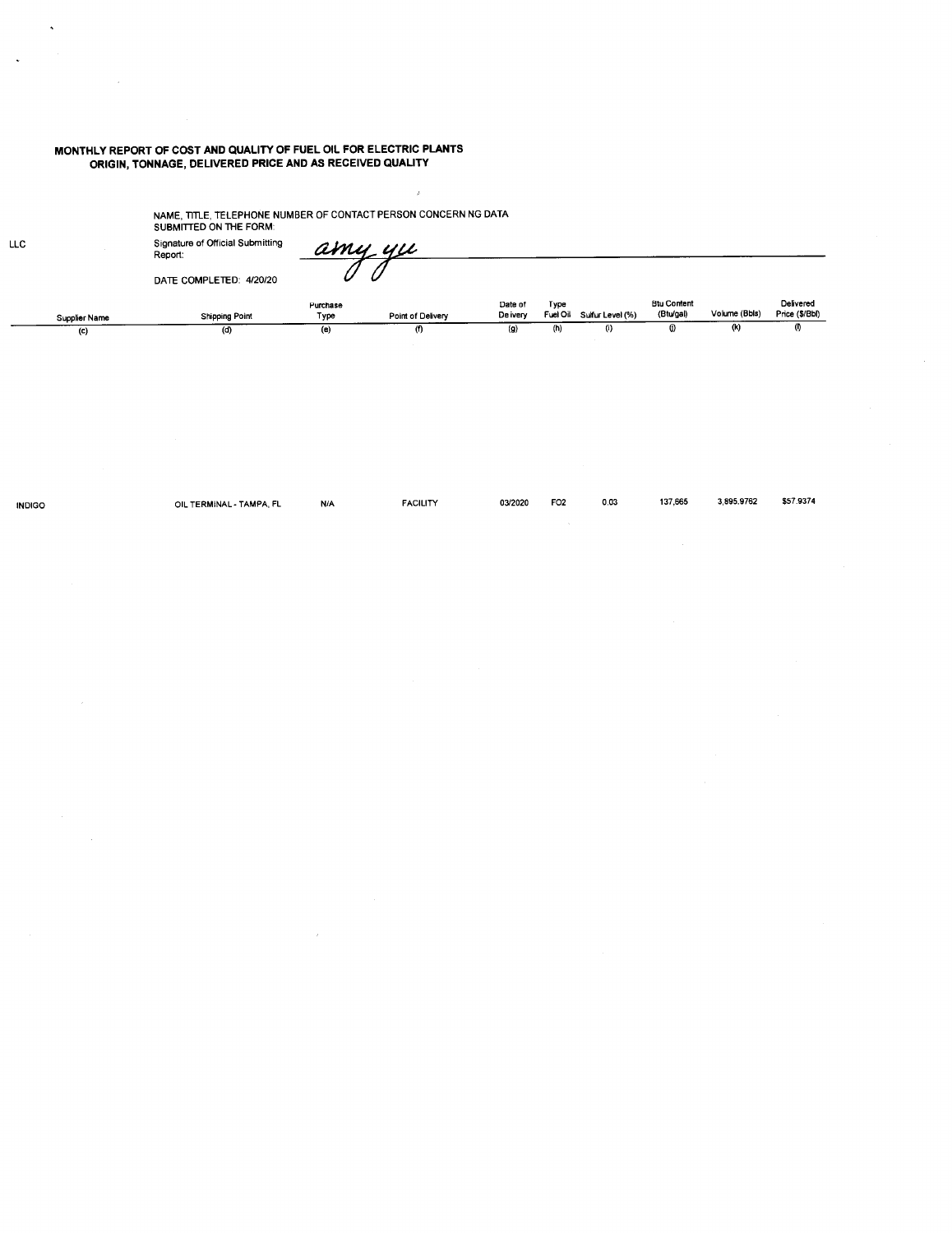**MONTHLY REPORT OF COST AND QUALITY OF FUEL OIL FOR ELECTRIC PLANTS**
**ORIGIN, TONNAGE, DELIVERED PRICE AND AS RECEIVED QUALITY**

LLC

NAME, TITLE, TELEPHONE NUMBER OF CONTACT PERSON CONCERNING DATA SUBMITTED ON THE FORM:

Signature of Official Submitting Report: *amy yu*

DATE COMPLETED: 4/20/20

| Supplier Name | Shipping Point | Purchase Type | Point of Delivery | Date of Delivery | Type Fuel Oil | Sulfur Level (%) | Btu Content (Btu/gal) | Volume (Bbls) | Delivered Price ($/Bbl) |
|---|---|---|---|---|---|---|---|---|---|
| (c) | (d) | (e) | (f) | (g) | (h) | (i) | (j) | (k) | (l) |
| INDIGO | OIL TERMINAL - TAMPA, FL | N/A | FACILITY | 03/2020 | FO2 | 0.03 | 137,665 | 3,895.9762 | $57.9374 |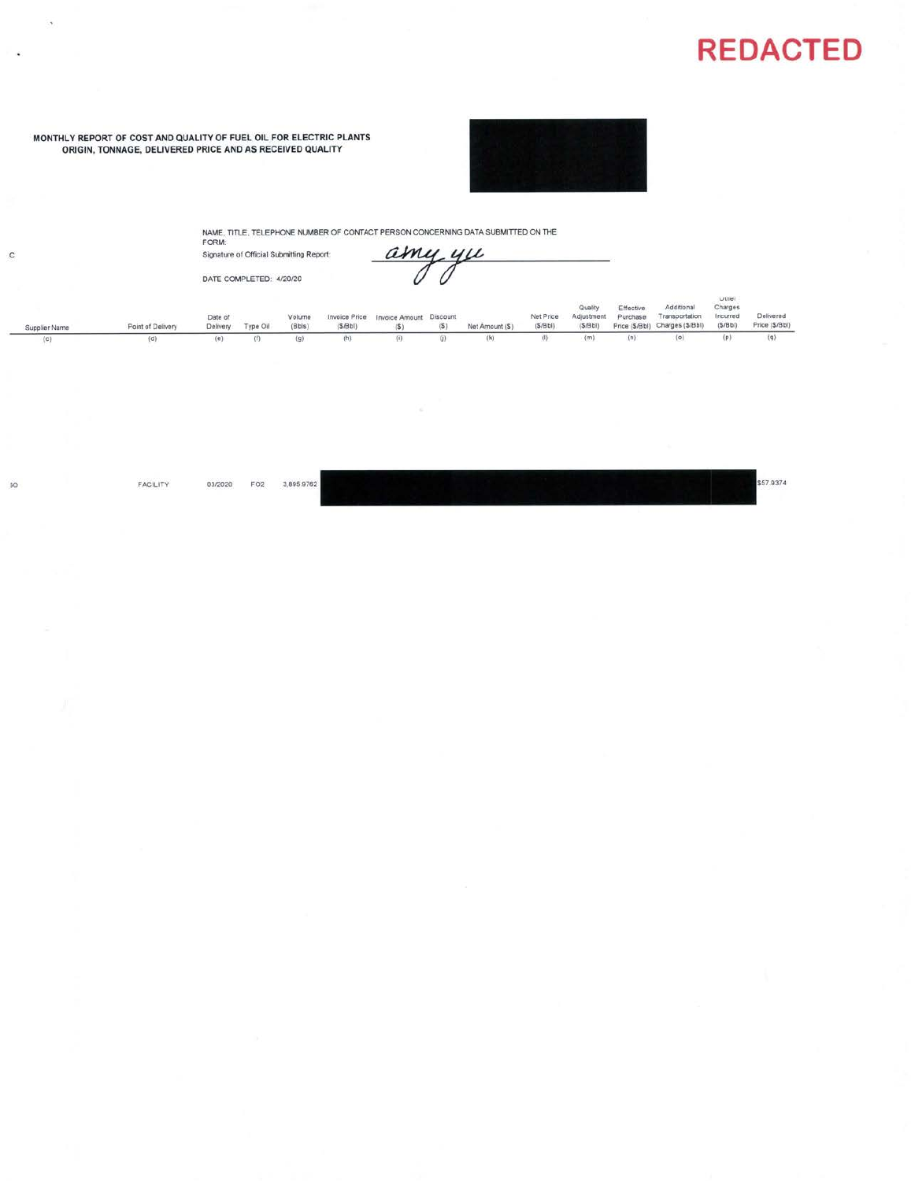**REDACTED**

**MONTHLY REPORT OF COST AND QUALITY OF FUEL OIL FOR ELECTRIC PLANTS**
**ORIGIN, TONNAGE, DELIVERED PRICE AND AS RECEIVED QUALITY**

NAME, TITLE, TELEPHONE NUMBER OF CONTACT PERSON CONCERNING DATA SUBMITTED ON THE FORM:

Signature of Official Submitting Report: amy yu

DATE COMPLETED: 4/20/20

| Supplier Name | Point of Delivery | Date of Delivery | Type Oil | Volume (Bbls) | Invoice Price ($/Bbl) | Invoice Amount ($) | Discount ($) | Net Amount ($) | Net Price ($/Bbl) | Quality Adjustment ($/Bbl) | Effective Purchase Price ($/Bbl) | Additional Transportation Charges ($/Bbl) | Other Charges Incurred ($/Bbl) | Delivered Price ($/Bbl) |
|---|---|---|---|---|---|---|---|---|---|---|---|---|---|---|
| (c) | (d) | (e) | (f) | (g) | (h) | (i) | (j) | (k) | (l) | (m) | (n) | (o) | (p) | (q) |
| 3O | FACILITY | 03/2020 | FO2 | 3,895.9762 | | | | | | | | | | $57.9374 |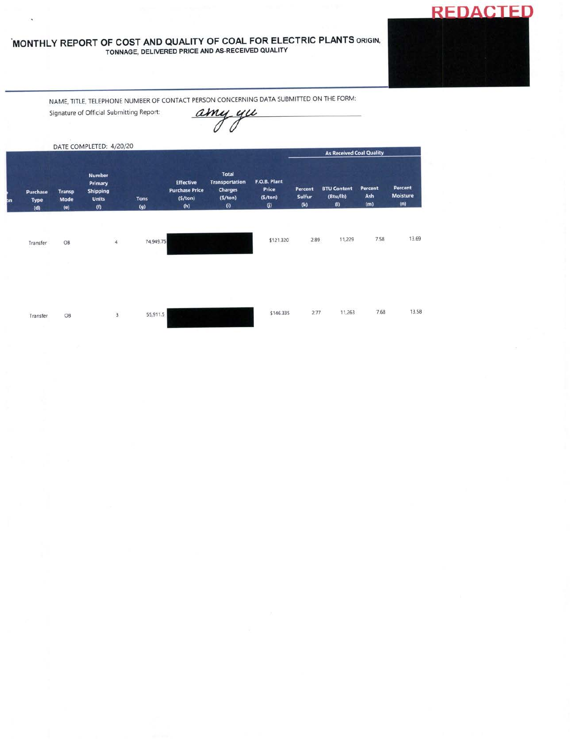REDACTED

# MONTHLY REPORT OF COST AND QUALITY OF COAL FOR ELECTRIC PLANTS ORIGIN, TONNAGE, DELIVERED PRICE AND AS-RECEIVED QUALITY

NAME, TITLE, TELEPHONE NUMBER OF CONTACT PERSON CONCERNING DATA SUBMITTED ON THE FORM:

Signature of Official Submitting Report: *amy yu*

DATE COMPLETED: 4/20/20

| Purchase Type (d) | Transp Mode (e) | Number Primary Shipping Units (f) | Tons (g) | Effective Purchase Price ($/ton) (h) | Total Transportation Charges ($/ton) (i) | F.O.B. Plant Price ($/ton) (j) | As Received Coal Quality Percent Sulfur (k) | BTU Content (Btu/lb) (l) | Percent Ash (m) | Percent Moisture (n) |
|---|---|---|---|---|---|---|---|---|---|---|
| Transfer | OB | 4 | 74,949.75 | REDACTED | REDACTED | $121.320 | 2.89 | 11,229 | 7.58 | 13.69 |
| Transfer | OB | 3 | 55,911.5 | REDACTED | REDACTED | $146.335 | 2.77 | 11,263 | 7.68 | 13.58 |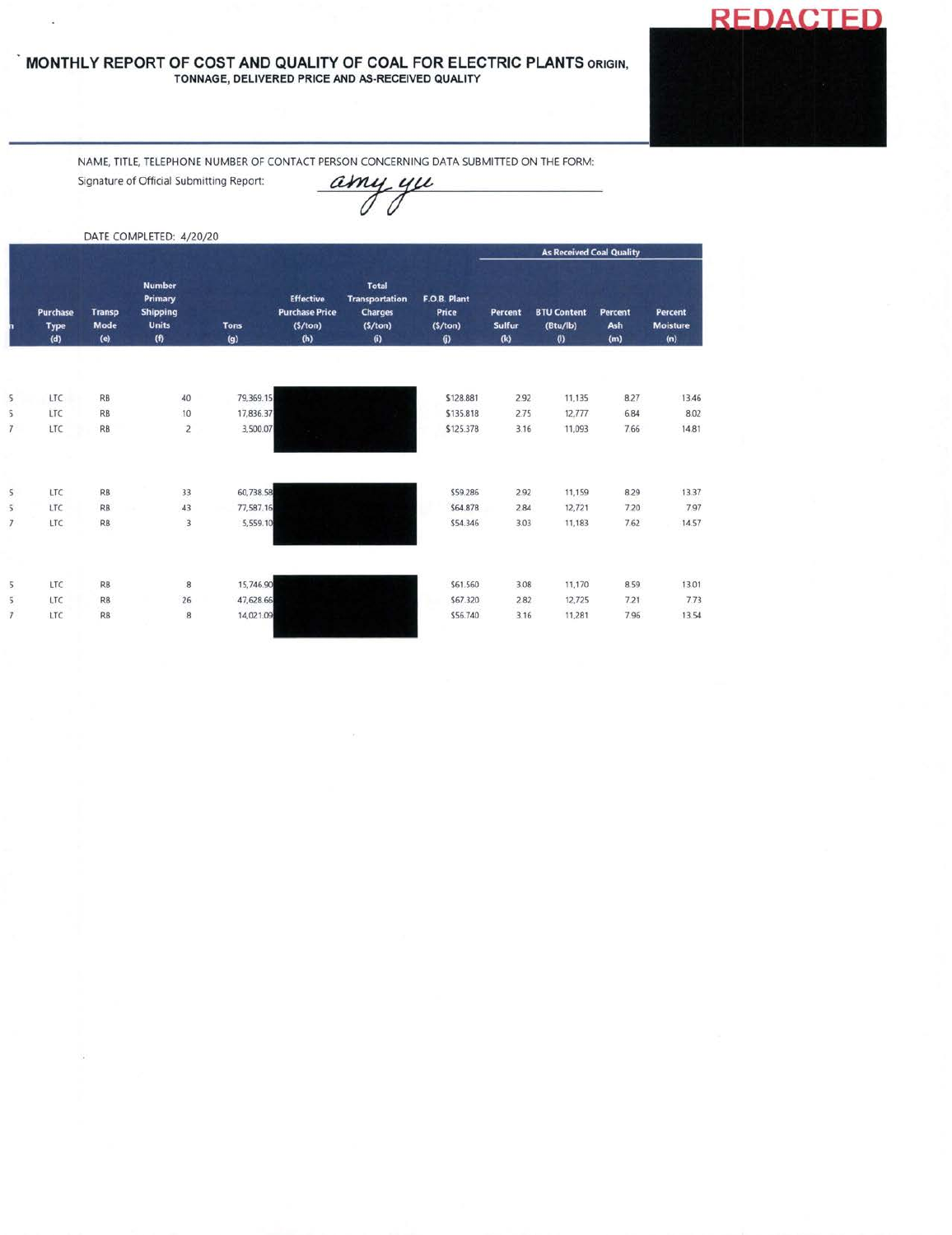REDACTED

# MONTHLY REPORT OF COST AND QUALITY OF COAL FOR ELECTRIC PLANTS ORIGIN,

**TONNAGE, DELIVERED PRICE AND AS-RECEIVED QUALITY**

NAME, TITLE, TELEPHONE NUMBER OF CONTACT PERSON CONCERNING DATA SUBMITTED ON THE FORM:

Signature of Official Submitting Report: *amy yu*

DATE COMPLETED: 4/20/20

| n | Purchase Type (d) | Transp Mode (e) | Number Primary Shipping Units (f) | Tons (g) | Effective Purchase Price ($/ton) (h) | Total Transportation Charges ($/ton) (i) | F.O.B. Plant Price ($/ton) (j) | As Received Coal Quality Percent Sulfur (k) | BTU Content (Btu/lb) (l) | Percent Ash (m) | Percent Moisture (n) |
|---|---|---|---|---|---|---|---|---|---|---|---|
| 5 | LTC | RB | 40 | 79,369.15 | | | $128.881 | 2.92 | 11,135 | 8.27 | 13.46 |
| 5 | LTC | RB | 10 | 17,836.37 | | | $135.818 | 2.75 | 12,777 | 6.84 | 8.02 |
| 7 | LTC | RB | 2 | 3,500.07 | | | $125.378 | 3.16 | 11,093 | 7.66 | 14.81 |
| 5 | LTC | RB | 33 | 60,738.58 | | | $59.286 | 2.92 | 11,159 | 8.29 | 13.37 |
| 5 | LTC | RB | 43 | 77,587.16 | | | $64.878 | 2.84 | 12,721 | 7.20 | 7.97 |
| 7 | LTC | RB | 3 | 5,559.10 | | | $54.346 | 3.03 | 11,183 | 7.62 | 14.57 |
| 5 | LTC | RB | 8 | 15,746.90 | | | $61.560 | 3.08 | 11,170 | 8.59 | 13.01 |
| 5 | LTC | RB | 26 | 47,628.66 | | | $67.320 | 2.82 | 12,725 | 7.21 | 7.73 |
| 7 | LTC | RB | 8 | 14,021.09 | | | $56.740 | 3.16 | 11,281 | 7.96 | 13.54 |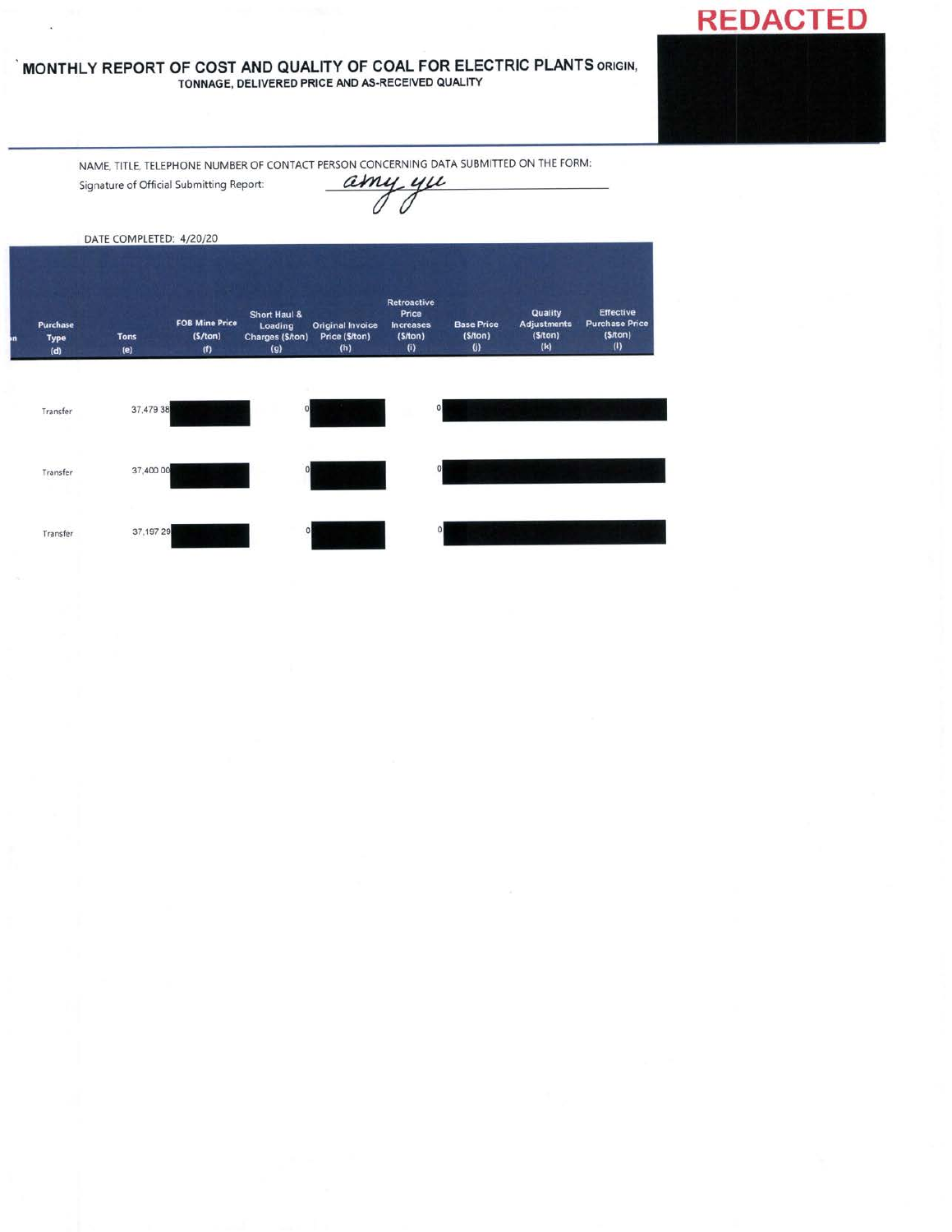REDACTED

# MONTHLY REPORT OF COST AND QUALITY OF COAL FOR ELECTRIC PLANTS ORIGIN, TONNAGE, DELIVERED PRICE AND AS-RECEIVED QUALITY

NAME, TITLE, TELEPHONE NUMBER OF CONTACT PERSON CONCERNING DATA SUBMITTED ON THE FORM:

Signature of Official Submitting Report: amy yu

DATE COMPLETED: 4/20/20

| Purchase Type (d) | Tons (e) | FOB Mine Price ($/ton) (f) | Short Haul & Loading Charges ($/ton) (g) | Original Invoice Price ($/ton) (h) | Retroactive Price Increases ($/ton) (i) | Base Price ($/ton) (j) | Quality Adjustments ($/ton) (k) | Effective Purchase Price ($/ton) (l) |
|---|---|---|---|---|---|---|---|---|
| Transfer | 37,479 38 | | 0 | | 0 | | | |
| Transfer | 37,400 00 | | 0 | | 0 | | | |
| Transfer | 37,197 29 | | 0 | | 0 | | | |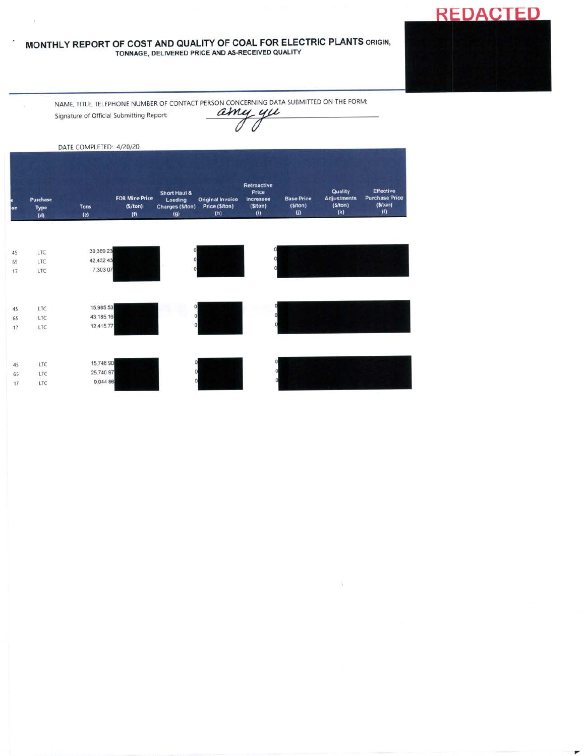REDACTED

# MONTHLY REPORT OF COST AND QUALITY OF COAL FOR ELECTRIC PLANTS ORIGIN,

**TONNAGE, DELIVERED PRICE AND AS-RECEIVED QUALITY**

NAME, TITLE, TELEPHONE NUMBER OF CONTACT PERSON CONCERNING DATA SUBMITTED ON THE FORM:

Signature of Official Submitting Report: *amy yu*

DATE COMPLETED: 4/20/20

| e on | Purchase Type (d) | Tons (e) | FOB Mine Price ($/ton) (f) | Short Haul & Loading Charges ($/ton) (g) | Original Invoice Price ($/ton) (h) | Retroactive Price Increases ($/ton) (i) | Base Price ($/ton) (j) | Quality Adjustments ($/ton) (k) | Effective Purchase Price ($/ton) (l) |
|---|---|---|---|---|---|---|---|---|---|
| 45 | LTC | 30,369.23 | | 0 | | 0 | | | |
| 65 | LTC | 42,432.43 | | 0 | | 0 | | | |
| 17 | LTC | 7,303.07 | | 0 | | 0 | | | |
| 45 | LTC | 15,985.53 | | 0 | | 0 | | | |
| 65 | LTC | 43,185.16 | | 0 | | 0 | | | |
| 17 | LTC | 12,415.77 | | 0 | | 0 | | | |
| 45 | LTC | 15,746.90 | | 0 | | 0 | | | |
| 65 | LTC | 25,740.97 | | 0 | | 0 | | | |
| 17 | LTC | 9,044.86 | | 0 | | 0 | | | |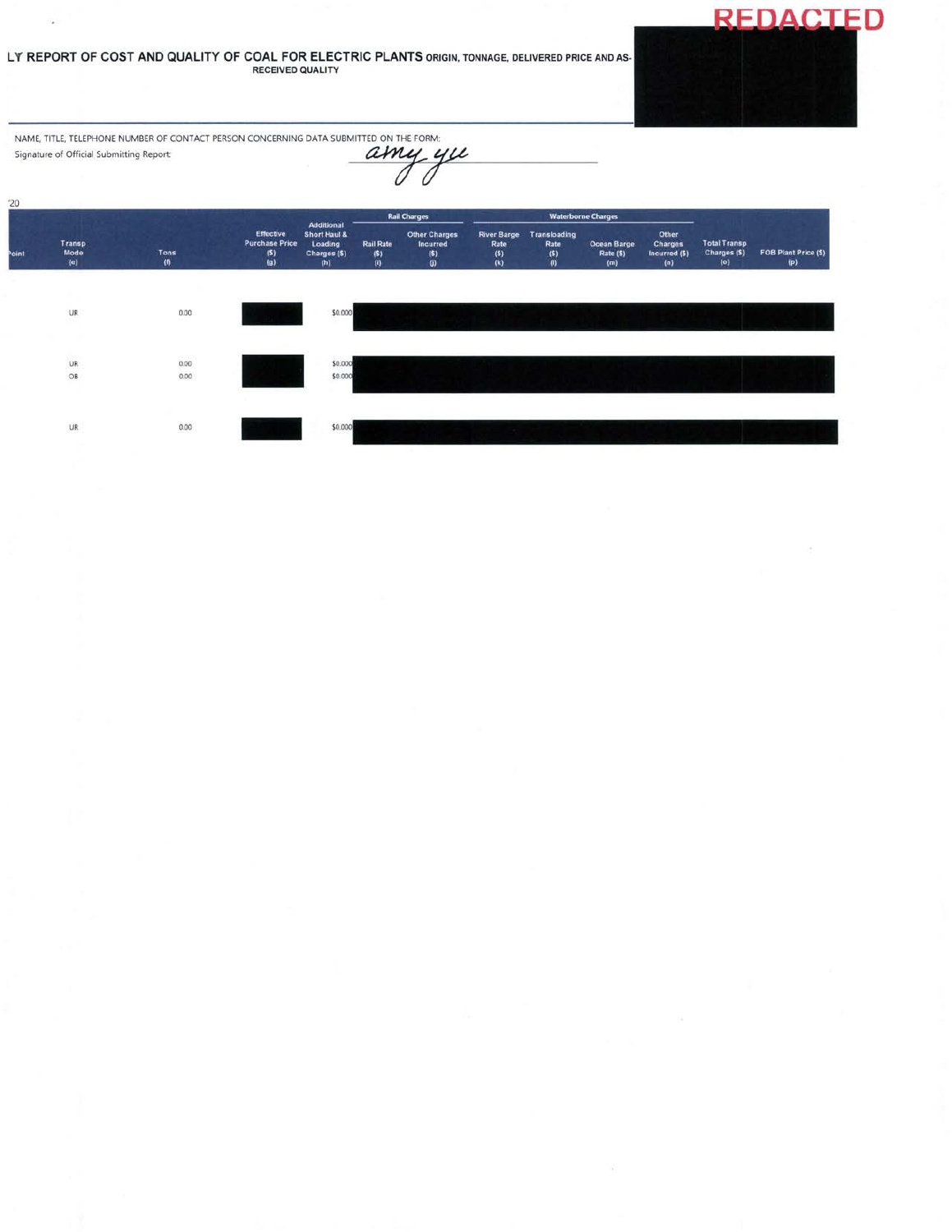LY REPORT OF COST AND QUALITY OF COAL FOR ELECTRIC PLANTS ORIGIN, TONNAGE, DELIVERED PRICE AND AS-RECEIVED QUALITY

REDACTED

NAME, TITLE, TELEPHONE NUMBER OF CONTACT PERSON CONCERNING DATA SUBMITTED ON THE FORM:

Signature of Official Submitting Report: *amy yu*

'20

| Point | Transp Mode (e) | Tons (f) | Effective Purchase Price ($) (g) | Additional Short Haul & Loading Charges ($) (h) | Rail Charges | | Waterborne Charges | | | | Total Transp Charges ($) (o) | FOB Plant Price ($) (p) |
|---|---|---|---|---|---|---|---|---|---|---|---|---|
| | | | | | Rail Rate ($) (i) | Other Charges Incurred ($) (j) | River Barge Rate ($) (k) | Transloading Rate ($) (l) | Ocean Barge Rate ($) (m) | Other Charges Incurred ($) (n) | | |
| | UR | 0.00 | | $0.000 | | | | | | | | |
| | UR | 0.00 | | $0.000 | | | | | | | | |
| | OB | 0.00 | | $0.000 | | | | | | | | |
| | UR | 0.00 | | $0.000 | | | | | | | | |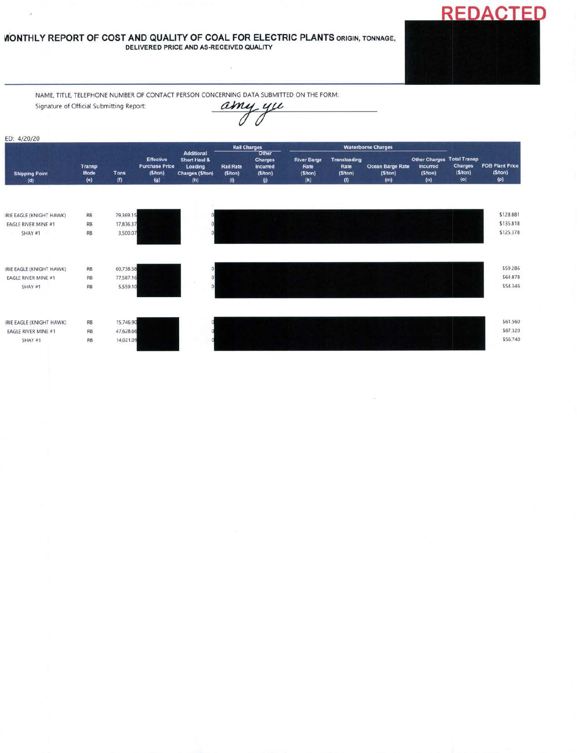**REDACTED**

# MONTHLY REPORT OF COST AND QUALITY OF COAL FOR ELECTRIC PLANTS ORIGIN, TONNAGE, DELIVERED PRICE AND AS-RECEIVED QUALITY

NAME, TITLE, TELEPHONE NUMBER OF CONTACT PERSON CONCERNING DATA SUBMITTED ON THE FORM:

Signature of Official Submitting Report: *amy yu*

ED: 4/20/20

| Shipping Point (d) | Transp Mode (e) | Tons (f) | Effective Purchase Price ($/ton) (g) | Additional Short Haul & Loading Charges ($/ton) (h) | Rail Charges: Rail Rate ($/ton) (i) | Rail Charges: Other Charges Incurred ($/ton) (j) | Waterborne Charges: River Barge Rate ($/ton) (k) | Waterborne Charges: Transloading Rate ($/ton) (l) | Waterborne Charges: Ocean Barge Rate ($/ton) (m) | Waterborne Charges: Other Charges Incurred ($/ton) (n) | Total Transp Charges ($/ton) (o) | FOB Plant Price ($/ton) (p) |
|---|---|---|---|---|---|---|---|---|---|---|---|---|
| IRIE EAGLE (KNIGHT HAWK) | RB | 79,369.15 | | 0 | | | | | | | | $128.881 |
| EAGLE RIVER MINE #1 | RB | 17,836.37 | | 0 | | | | | | | | $135.818 |
| SHAY #1 | RB | 3,500.07 | | 0 | | | | | | | | $125.378 |
| IRIE EAGLE (KNIGHT HAWK) | RB | 60,738.58 | | 0 | | | | | | | | $59.286 |
| EAGLE RIVER MINE #1 | RB | 77,587.16 | | 0 | | | | | | | | $64.878 |
| SHAY #1 | RB | 5,559.10 | | 0 | | | | | | | | $54.346 |
| IRIE EAGLE (KNIGHT HAWK) | RB | 15,746.90 | | 0 | | | | | | | | $61.560 |
| EAGLE RIVER MINE #1 | RB | 47,628.66 | | 0 | | | | | | | | $67.320 |
| SHAY #1 | RB | 14,021.09 | | 0 | | | | | | | | $56.740 |